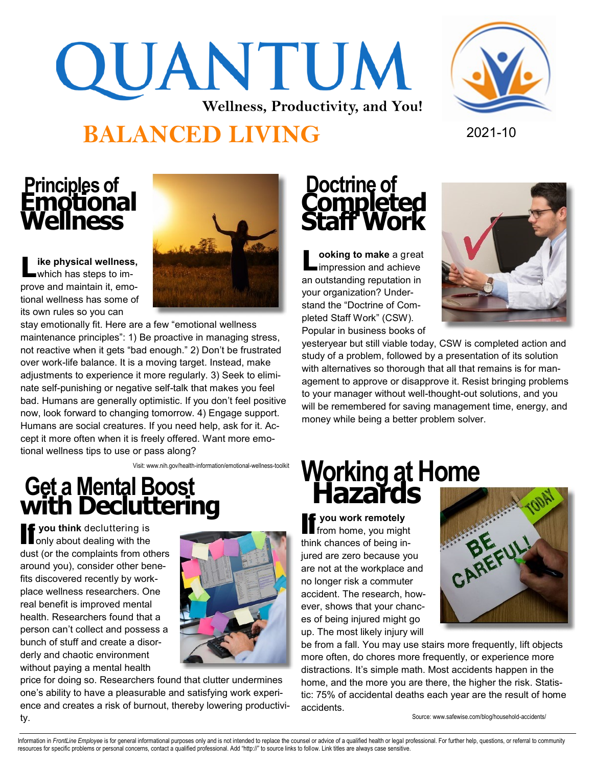# QUANTUM

**Wellness, Productivity, and You!**

## BALANCED LIVING

2021-10

## Principles of Emotional Wellness

**Like physical wellness,** which has steps to improve and maintain it, emotional wellness has some of its own rules so you can stay emotionally fit. Here are a few "emotional wellness maintenance principles": 1) Be proactive in managing stress, not reactive when it gets "bad enough." 2) Don't be frustrated over work-life balance. It is a moving target. Instead, make adjustments to experience it more regularly. 3) Seek to eliminate self-punishing or negative self-talk that makes you feel bad. Humans are generally optimistic. If you don't feel positive now, look forward to changing tomorrow. 4) Engage support. Humans are social creatures. If you need help, ask for it. Accept it more often when it is freely offered. Want more emotional wellness tips to use or pass along?

Visit: www.nih.gov/health-information/emotional-wellness-toolkit

## Get a Mental Boost with Decluttering

**If you think** decluttering is only about dealing with the dust (or the complaints from others around you), consider other benefits discovered recently by workplace wellness researchers. One real benefit is improved mental health. Researchers found that a person can't collect and possess a bunch of stuff and create a disorderly and chaotic environment without paying a mental health price for doing so. Researchers found that clutter undermines one's ability to have a pleasurable and satisfying work experience and creates a risk of burnout, thereby lowering productivity.

## Doctrine of Completed Staff Work

**Looking to make** a great impression and achieve an outstanding reputation in your organization? Understand the "Doctrine of Completed Staff Work" (CSW). Popular in business books of yesteryear but still viable today, CSW is completed action and study of a problem, followed by a presentation of its solution with alternatives so thorough that all that remains is for management to approve or disapprove it. Resist bringing problems to your manager without well-thought-out solutions, and you will be remembered for saving management time, energy, and money while being a better problem solver.

## Working at Home Hazards

**If you work remotely** from home, you might think chances of being injured are zero because you are not at the workplace and no longer risk a commuter accident. The research, however, shows that your chances of being injured might go up. The most likely injury will be from a fall. You may use stairs more frequently, lift objects more often, do chores more frequently, or experience more distractions. It's simple math. Most accidents happen in the home, and the more you are there, the higher the risk. Statistic: 75% of accidental deaths each year are the result of home accidents.

Source: www.safewise.com/blog/household-accidents/

Information in *FrontLine Employee* is for general informational purposes only and is not intended to replace the counsel or advice of a qualified health or legal professional. For further help, questions, or referral to community resources for specific problems or personal concerns, contact a qualified professional. Add "http://" to source links to follow. Link titles are always case sensitive.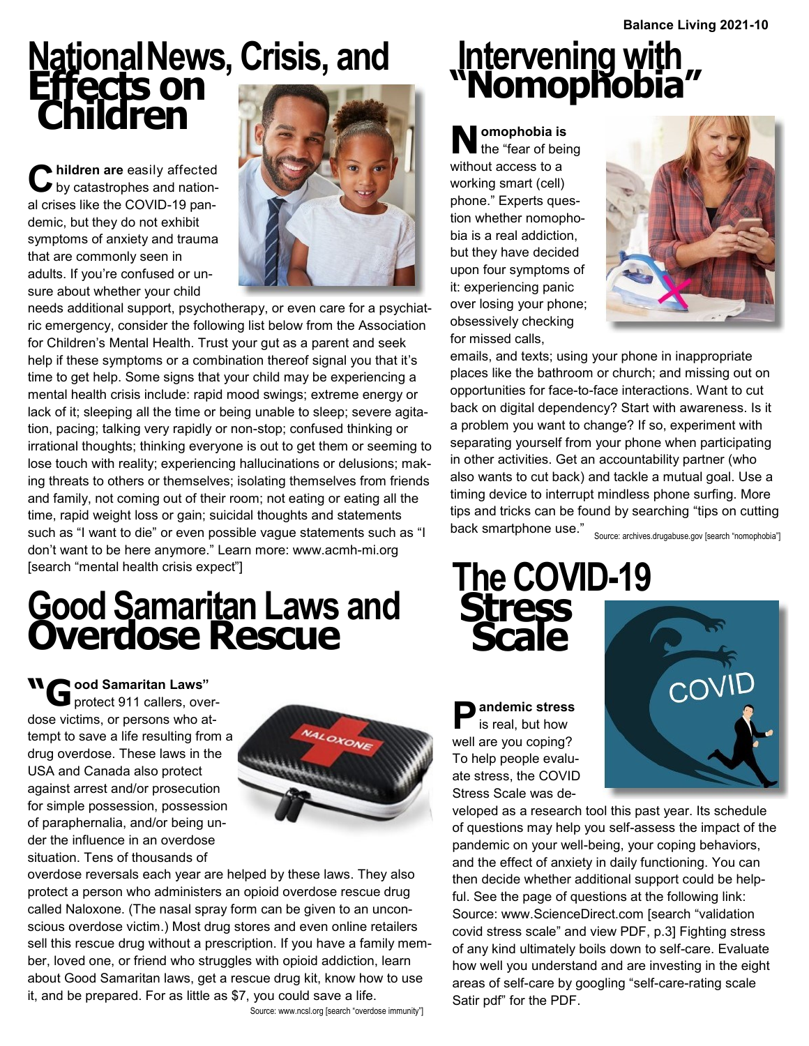# National News, Crisis, and Effects on Children

**Children are** easily affected by catastrophes and national crises like the COVID-19 pandemic, but they do not exhibit symptoms of anxiety and trauma that are commonly seen in adults. If you're confused or unsure about whether your child needs additional support, psychotherapy, or even care for a psychiatric emergency, consider the following list below from the Association for Children's Mental Health. Trust your gut as a parent and seek help if these symptoms or a combination thereof signal you that it's time to get help. Some signs that your child may be experiencing a mental health crisis include: rapid mood swings; extreme energy or lack of it; sleeping all the time or being unable to sleep; severe agitation, pacing; talking very rapidly or non-stop; confused thinking or irrational thoughts; thinking everyone is out to get them or seeming to lose touch with reality; experiencing hallucinations or delusions; making threats to others or themselves; isolating themselves from friends and family, not coming out of their room; not eating or eating all the time, rapid weight loss or gain; suicidal thoughts and statements such as "I want to die" or even possible vague statements such as "I don't want to be here anymore." Learn more: www.acmh-mi.org [search "mental health crisis expect"]

# Good Samaritan Laws and Overdose Rescue

**"Good Samaritan Laws"** protect 911 callers, overdose victims, or persons who attempt to save a life resulting from a drug overdose. These laws in the USA and Canada also protect against arrest and/or prosecution for simple possession, possession of paraphernalia, and/or being under the influence in an overdose situation. Tens of thousands of overdose reversals each year are helped by these laws. They also protect a person who administers an opioid overdose rescue drug called Naloxone. (The nasal spray form can be given to an unconscious overdose victim.) Most drug stores and even online retailers sell this rescue drug without a prescription. If you have a family member, loved one, or friend who struggles with opioid addiction, learn about Good Samaritan laws, get a rescue drug kit, know how to use it, and be prepared. For as little as $7, you could save a life.

Source: www.ncsl.org [search "overdose immunity"]

# Intervening with "Nomophobia"

**Nomophobia is** the "fear of being without access to a working smart (cell) phone." Experts question whether nomophobia is a real addiction, but they have decided upon four symptoms of it: experiencing panic over losing your phone; obsessively checking for missed calls, emails, and texts; using your phone in inappropriate places like the bathroom or church; and missing out on opportunities for face-to-face interactions. Want to cut back on digital dependency? Start with awareness. Is it a problem you want to change? If so, experiment with separating yourself from your phone when participating in other activities. Get an accountability partner (who also wants to cut back) and tackle a mutual goal. Use a timing device to interrupt mindless phone surfing. More tips and tricks can be found by searching "tips on cutting back smartphone use."

Source: archives.drugabuse.gov [search "nomophobia"]

# The COVID-19 Stress Scale

**Pandemic stress** is real, but how well are you coping? To help people evaluate stress, the COVID Stress Scale was developed as a research tool this past year. Its schedule of questions may help you self-assess the impact of the pandemic on your well-being, your coping behaviors, and the effect of anxiety in daily functioning. You can then decide whether additional support could be helpful. See the page of questions at the following link: Source: www.ScienceDirect.com [search "validation covid stress scale" and view PDF, p.3] Fighting stress of any kind ultimately boils down to self-care. Evaluate how well you understand and are investing in the eight areas of self-care by googling "self-care-rating scale Satir pdf" for the PDF.